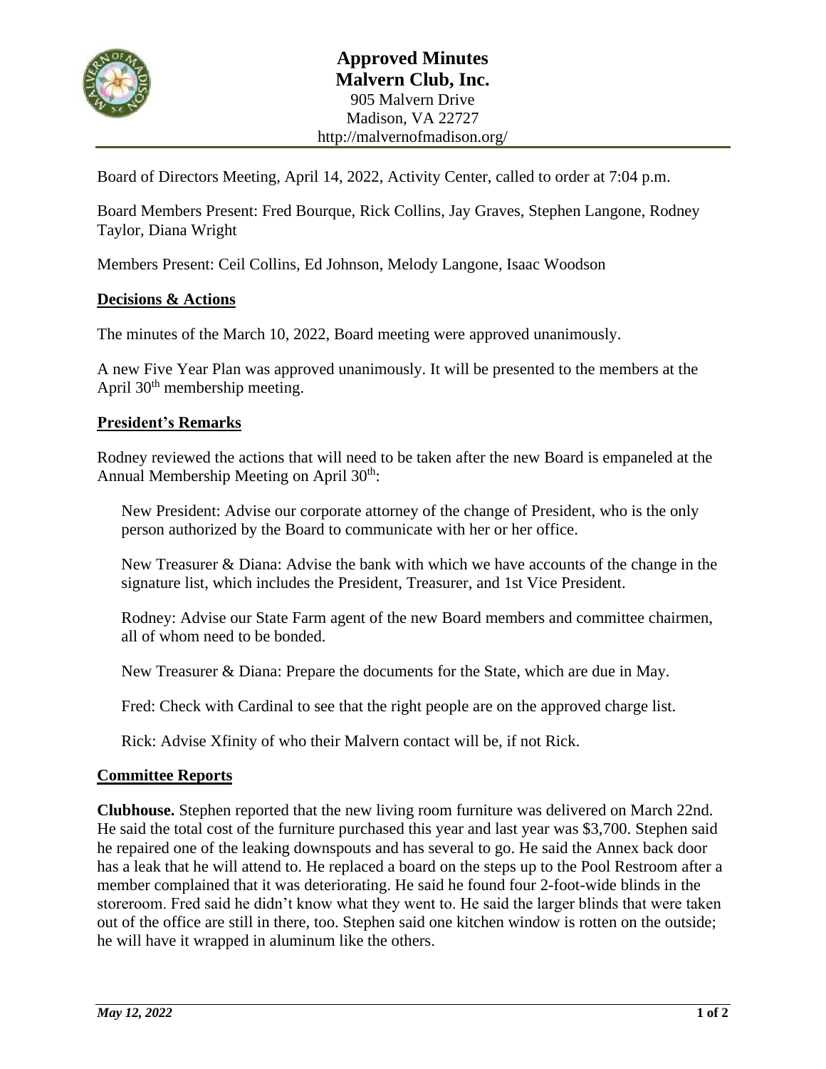# Approved Minutes
## Malvern Club, Inc.

905 Malvern Drive
Madison, VA 22727
http://malvernofmadison.org/

Board of Directors Meeting, April 14, 2022, Activity Center, called to order at 7:04 p.m.

Board Members Present: Fred Bourque, Rick Collins, Jay Graves, Stephen Langone, Rodney Taylor, Diana Wright

Members Present: Ceil Collins, Ed Johnson, Melody Langone, Isaac Woodson

### Decisions & Actions

The minutes of the March 10, 2022, Board meeting were approved unanimously.

A new Five Year Plan was approved unanimously. It will be presented to the members at the April 30th membership meeting.

### President's Remarks

Rodney reviewed the actions that will need to be taken after the new Board is empaneled at the Annual Membership Meeting on April 30th:

New President: Advise our corporate attorney of the change of President, who is the only person authorized by the Board to communicate with her or her office.

New Treasurer & Diana: Advise the bank with which we have accounts of the change in the signature list, which includes the President, Treasurer, and 1st Vice President.

Rodney: Advise our State Farm agent of the new Board members and committee chairmen, all of whom need to be bonded.

New Treasurer & Diana: Prepare the documents for the State, which are due in May.

Fred: Check with Cardinal to see that the right people are on the approved charge list.

Rick: Advise Xfinity of who their Malvern contact will be, if not Rick.

### Committee Reports

**Clubhouse.** Stephen reported that the new living room furniture was delivered on March 22nd. He said the total cost of the furniture purchased this year and last year was $3,700. Stephen said he repaired one of the leaking downspouts and has several to go. He said the Annex back door has a leak that he will attend to. He replaced a board on the steps up to the Pool Restroom after a member complained that it was deteriorating. He said he found four 2-foot-wide blinds in the storeroom. Fred said he didn't know what they went to. He said the larger blinds that were taken out of the office are still in there, too. Stephen said one kitchen window is rotten on the outside; he will have it wrapped in aluminum like the others.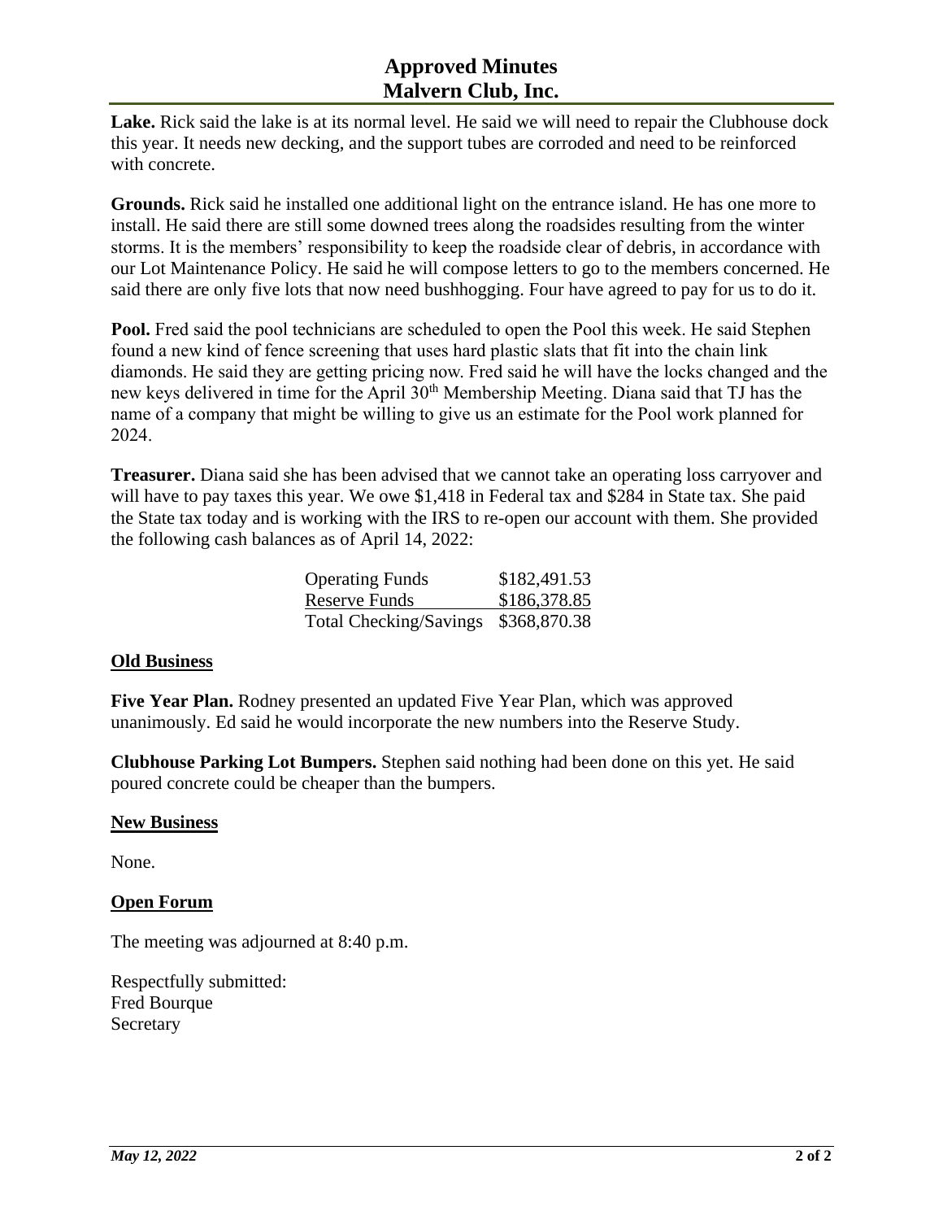**Lake.** Rick said the lake is at its normal level. He said we will need to repair the Clubhouse dock this year. It needs new decking, and the support tubes are corroded and need to be reinforced with concrete.

**Grounds.** Rick said he installed one additional light on the entrance island. He has one more to install. He said there are still some downed trees along the roadsides resulting from the winter storms. It is the members' responsibility to keep the roadside clear of debris, in accordance with our Lot Maintenance Policy. He said he will compose letters to go to the members concerned. He said there are only five lots that now need bushhogging. Four have agreed to pay for us to do it.

**Pool.** Fred said the pool technicians are scheduled to open the Pool this week. He said Stephen found a new kind of fence screening that uses hard plastic slats that fit into the chain link diamonds. He said they are getting pricing now. Fred said he will have the locks changed and the new keys delivered in time for the April 30th Membership Meeting. Diana said that TJ has the name of a company that might be willing to give us an estimate for the Pool work planned for 2024.

**Treasurer.** Diana said she has been advised that we cannot take an operating loss carryover and will have to pay taxes this year. We owe $1,418 in Federal tax and $284 in State tax. She paid the State tax today and is working with the IRS to re-open our account with them. She provided the following cash balances as of April 14, 2022:

| | |
|---|---|
| Operating Funds | $182,491.53 |
| Reserve Funds | $186,378.85 |
| Total Checking/Savings | $368,870.38 |

## Old Business

**Five Year Plan.** Rodney presented an updated Five Year Plan, which was approved unanimously. Ed said he would incorporate the new numbers into the Reserve Study.

**Clubhouse Parking Lot Bumpers.** Stephen said nothing had been done on this yet. He said poured concrete could be cheaper than the bumpers.

## New Business

None.

## Open Forum

The meeting was adjourned at 8:40 p.m.

Respectfully submitted:
Fred Bourque
Secretary